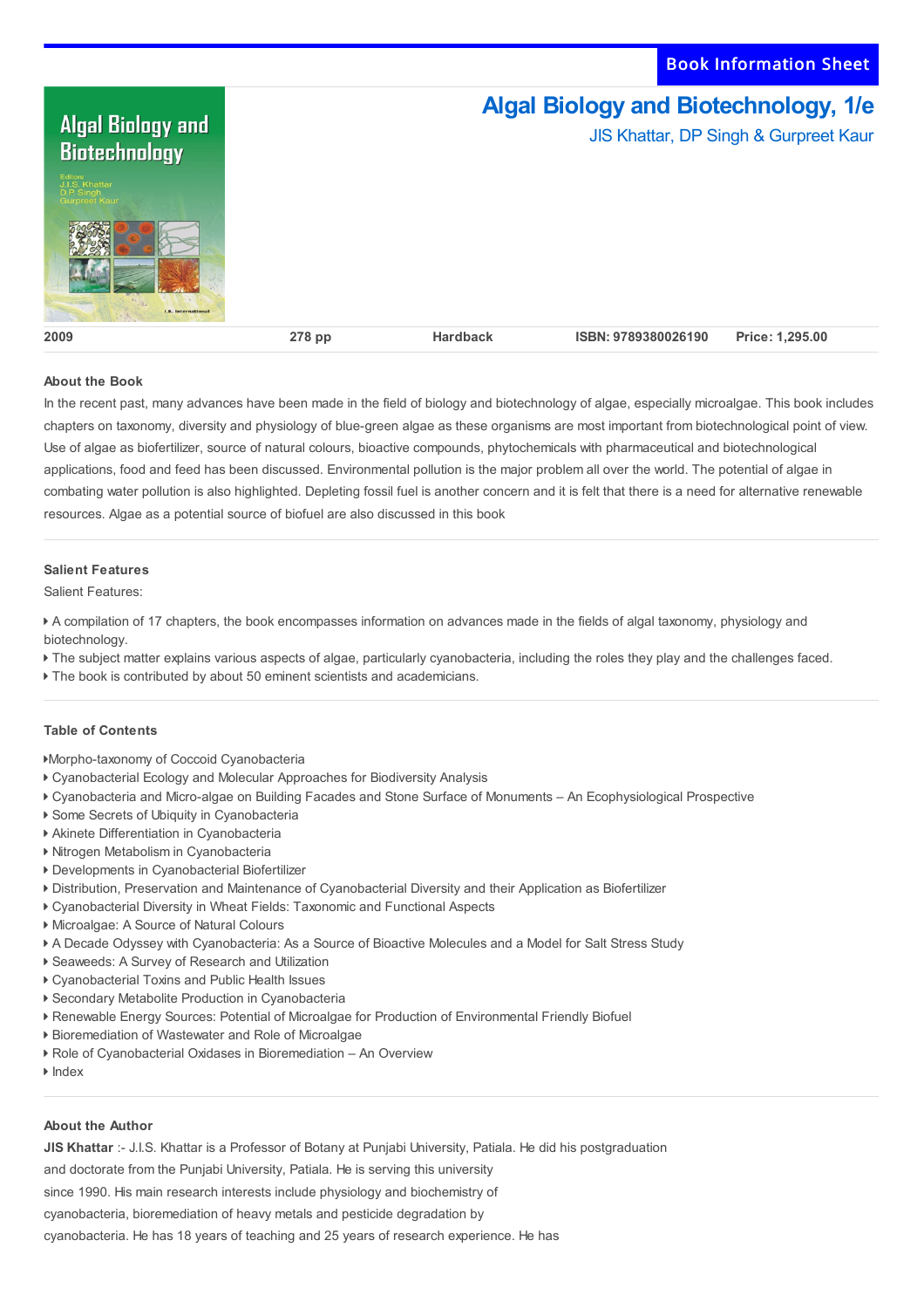Book Information Sheet

# Algal Biology and Biotechnology, 1/e

JIS Khattar, DP Singh & Gurpreet Kaur

| 2009 | 278 pp | Hardback | ISBN: 9789380026190 | Price: 1,295.00 |
|---|---|---|---|---|

### About the Book

In the recent past, many advances have been made in the field of biology and biotechnology of algae, especially microalgae. This book includes chapters on taxonomy, diversity and physiology of blue-green algae as these organisms are most important from biotechnological point of view. Use of algae as biofertilizer, source of natural colours, bioactive compounds, phytochemicals with pharmaceutical and biotechnological applications, food and feed has been discussed. Environmental pollution is the major problem all over the world. The potential of algae in combating water pollution is also highlighted. Depleting fossil fuel is another concern and it is felt that there is a need for alternative renewable resources. Algae as a potential source of biofuel are also discussed in this book

### Salient Features

Salient Features:

- A compilation of 17 chapters, the book encompasses information on advances made in the fields of algal taxonomy, physiology and biotechnology.
- The subject matter explains various aspects of algae, particularly cyanobacteria, including the roles they play and the challenges faced.
- The book is contributed by about 50 eminent scientists and academicians.

### Table of Contents

- Morpho-taxonomy of Coccoid Cyanobacteria
- Cyanobacterial Ecology and Molecular Approaches for Biodiversity Analysis
- Cyanobacteria and Micro-algae on Building Facades and Stone Surface of Monuments – An Ecophysiological Prospective
- Some Secrets of Ubiquity in Cyanobacteria
- Akinete Differentiation in Cyanobacteria
- Nitrogen Metabolism in Cyanobacteria
- Developments in Cyanobacterial Biofertilizer
- Distribution, Preservation and Maintenance of Cyanobacterial Diversity and their Application as Biofertilizer
- Cyanobacterial Diversity in Wheat Fields: Taxonomic and Functional Aspects
- Microalgae: A Source of Natural Colours
- A Decade Odyssey with Cyanobacteria: As a Source of Bioactive Molecules and a Model for Salt Stress Study
- Seaweeds: A Survey of Research and Utilization
- Cyanobacterial Toxins and Public Health Issues
- Secondary Metabolite Production in Cyanobacteria
- Renewable Energy Sources: Potential of Microalgae for Production of Environmental Friendly Biofuel
- Bioremediation of Wastewater and Role of Microalgae
- Role of Cyanobacterial Oxidases in Bioremediation – An Overview
- Index

### About the Author

**JIS Khattar** :- J.I.S. Khattar is a Professor of Botany at Punjabi University, Patiala. He did his postgraduation and doctorate from the Punjabi University, Patiala. He is serving this university since 1990. His main research interests include physiology and biochemistry of cyanobacteria, bioremediation of heavy metals and pesticide degradation by cyanobacteria. He has 18 years of teaching and 25 years of research experience. He has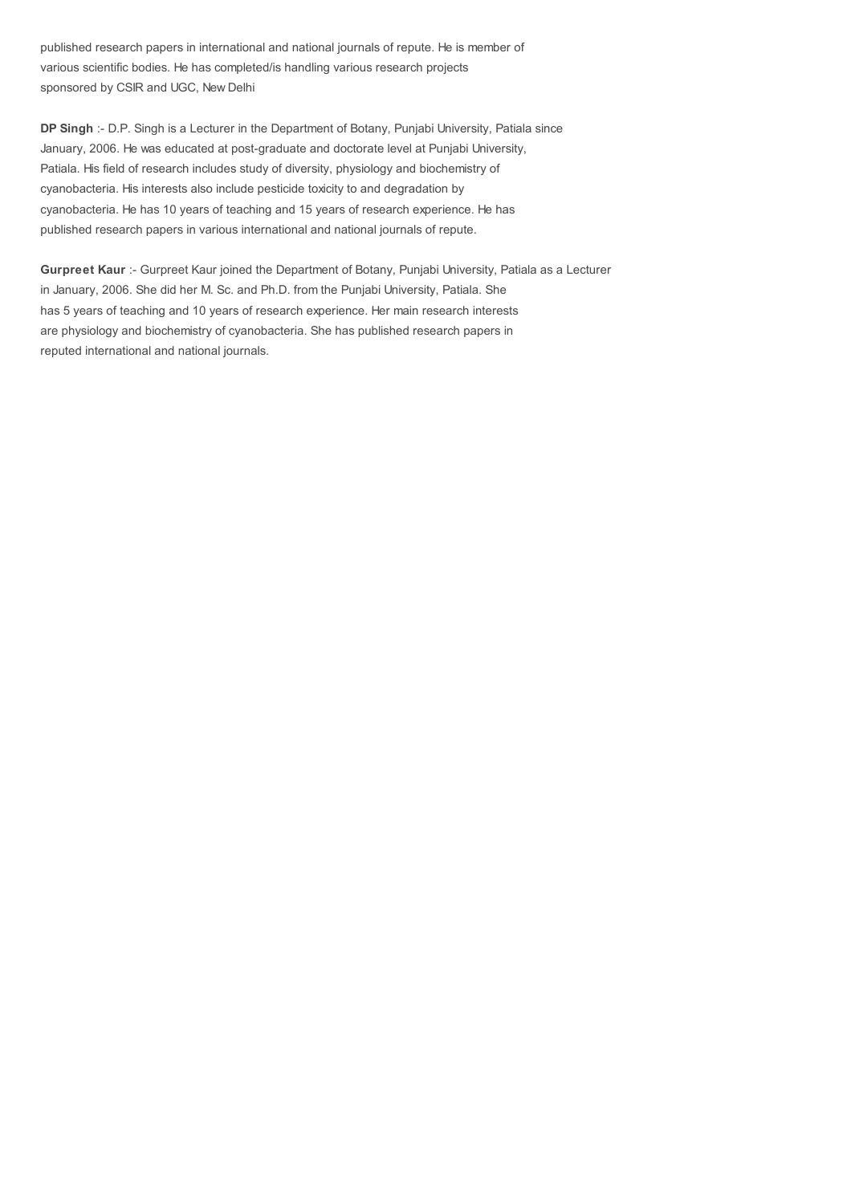published research papers in international and national journals of repute. He is member of various scientific bodies. He has completed/is handling various research projects sponsored by CSIR and UGC, New Delhi

**DP Singh** :- D.P. Singh is a Lecturer in the Department of Botany, Punjabi University, Patiala since January, 2006. He was educated at post-graduate and doctorate level at Punjabi University, Patiala. His field of research includes study of diversity, physiology and biochemistry of cyanobacteria. His interests also include pesticide toxicity to and degradation by cyanobacteria. He has 10 years of teaching and 15 years of research experience. He has published research papers in various international and national journals of repute.

**Gurpreet Kaur** :- Gurpreet Kaur joined the Department of Botany, Punjabi University, Patiala as a Lecturer in January, 2006. She did her M. Sc. and Ph.D. from the Punjabi University, Patiala. She has 5 years of teaching and 10 years of research experience. Her main research interests are physiology and biochemistry of cyanobacteria. She has published research papers in reputed international and national journals.